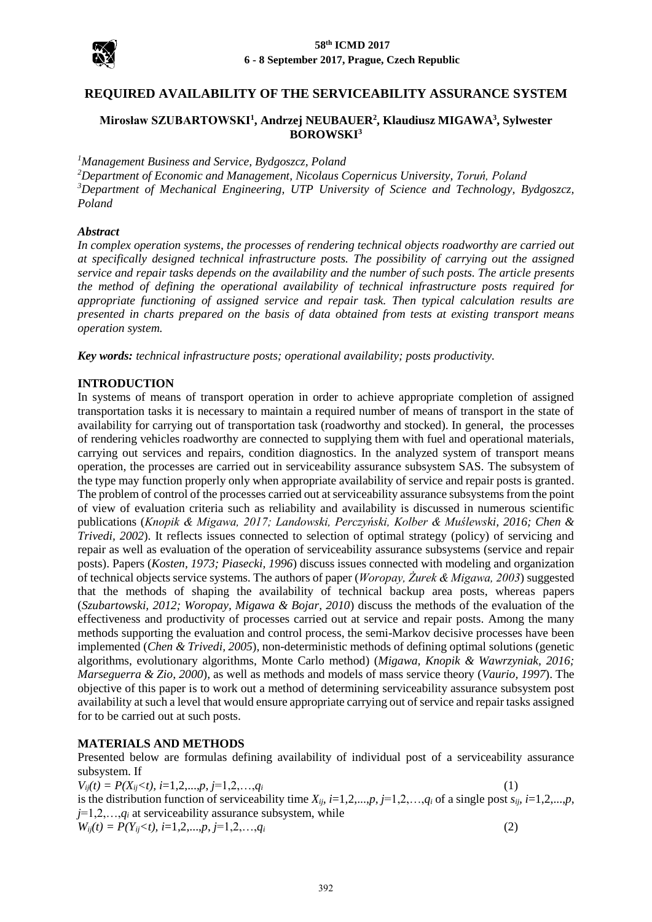# REQUIRED AVAILABILITY OF THE SERVICEABILITY ASSURANCE SYSTEM

**Mirosław SZUBARTOWSKI[1], Andrzej NEUBAUER[2], Klaudiusz MIGAWA[3], Sylwester BOROWSKI[3]**

*[1]Management Business and Service, Bydgoszcz, Poland*
*[2]Department of Economic and Management, Nicolaus Copernicus University, Toruń, Poland*
*[3]Department of Mechanical Engineering, UTP University of Science and Technology, Bydgoszcz, Poland*

### *Abstract*

*In complex operation systems, the processes of rendering technical objects roadworthy are carried out at specifically designed technical infrastructure posts. The possibility of carrying out the assigned service and repair tasks depends on the availability and the number of such posts. The article presents the method of defining the operational availability of technical infrastructure posts required for appropriate functioning of assigned service and repair task. Then typical calculation results are presented in charts prepared on the basis of data obtained from tests at existing transport means operation system.*

***Key words:** technical infrastructure posts; operational availability; posts productivity.*

## INTRODUCTION

In systems of means of transport operation in order to achieve appropriate completion of assigned transportation tasks it is necessary to maintain a required number of means of transport in the state of availability for carrying out of transportation task (roadworthy and stocked). In general, the processes of rendering vehicles roadworthy are connected to supplying them with fuel and operational materials, carrying out services and repairs, condition diagnostics. In the analyzed system of transport means operation, the processes are carried out in serviceability assurance subsystem SAS. The subsystem of the type may function properly only when appropriate availability of service and repair posts is granted. The problem of control of the processes carried out at serviceability assurance subsystems from the point of view of evaluation criteria such as reliability and availability is discussed in numerous scientific publications (*Knopik & Migawa, 2017; Landowski, Perczyński, Kolber & Muślewski, 2016; Chen & Trivedi, 2002*). It reflects issues connected to selection of optimal strategy (policy) of servicing and repair as well as evaluation of the operation of serviceability assurance subsystems (service and repair posts). Papers (*Kosten, 1973; Piasecki, 1996*) discuss issues connected with modeling and organization of technical objects service systems. The authors of paper (*Woropay, Żurek & Migawa, 2003*) suggested that the methods of shaping the availability of technical backup area posts, whereas papers (*Szubartowski, 2012; Woropay, Migawa & Bojar, 2010*) discuss the methods of the evaluation of the effectiveness and productivity of processes carried out at service and repair posts. Among the many methods supporting the evaluation and control process, the semi-Markov decisive processes have been implemented (*Chen & Trivedi, 2005*), non-deterministic methods of defining optimal solutions (genetic algorithms, evolutionary algorithms, Monte Carlo method) (*Migawa, Knopik & Wawrzyniak, 2016; Marseguerra & Zio, 2000*), as well as methods and models of mass service theory (*Vaurio, 1997*). The objective of this paper is to work out a method of determining serviceability assurance subsystem post availability at such a level that would ensure appropriate carrying out of service and repair tasks assigned for to be carried out at such posts.

## MATERIALS AND METHODS

Presented below are formulas defining availability of individual post of a serviceability assurance subsystem. If

$$V_{ij}(t) = P(X_{ij}<t),\ i=1,2,...,p,\ j=1,2,\dots,q_i \qquad (1)$$

is the distribution function of serviceability time $X_{ij}$, $i=1,2,...,p$, $j=1,2,\dots,q_i$ of a single post $s_{ij}$, $i=1,2,...,p$, $j=1,2,\dots,q_i$ at serviceability assurance subsystem, while

$$W_{ij}(t) = P(Y_{ij}<t),\ i=1,2,...,p,\ j=1,2,\dots,q_i \qquad (2)$$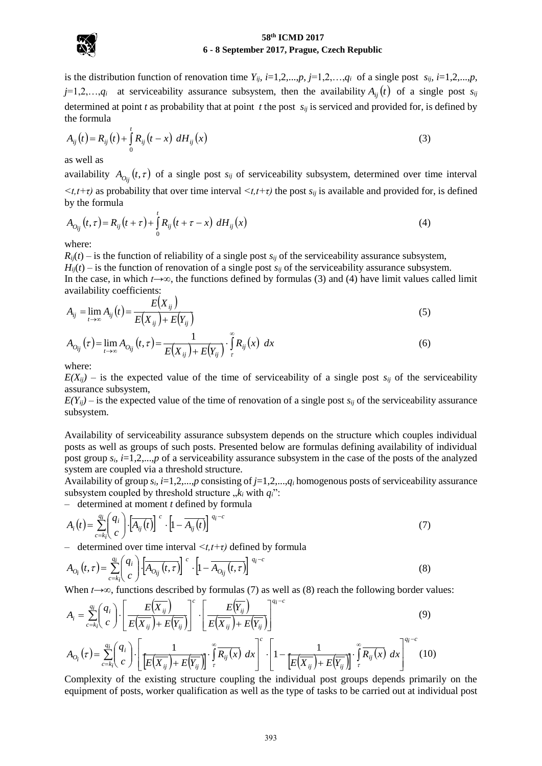is the distribution function of renovation time $Y_{ij}$, $i$=1,2,...,$p$, $j$=1,2,…,$q_i$ of a single post $s_{ij}$, $i$=1,2,...,$p$, $j$=1,2,…,$q_i$ at serviceability assurance subsystem, then the availability $A_{ij}(t)$ of a single post $s_{ij}$ determined at point $t$ as probability that at point $t$ the post $s_{ij}$ is serviced and provided for, is defined by the formula

$$A_{ij}(t) = R_{ij}(t) + \int_{0}^{t} R_{ij}(t-x)\ dH_{ij}(x) \tag{3}$$

as well as

availability $A_{O_{ij}}(t,\tau)$ of a single post $s_{ij}$ of serviceability subsystem, determined over time interval $<t,t+\tau)$ as probability that over time interval $<t,t+\tau)$ the post $s_{ij}$ is available and provided for, is defined by the formula

$$A_{O_{ij}}(t,\tau) = R_{ij}(t+\tau) + \int_{0}^{t} R_{ij}(t+\tau-x)\ dH_{ij}(x) \tag{4}$$

where:

$R_{ij}(t)$ – is the function of reliability of a single post $s_{ij}$ of the serviceability assurance subsystem,
$H_{ij}(t)$ – is the function of renovation of a single post $s_{ij}$ of the serviceability assurance subsystem.
In the case, in which $t \rightarrow \infty$, the functions defined by formulas (3) and (4) have limit values called limit availability coefficients:

$$A_{ij} = \lim_{t\rightarrow\infty} A_{ij}(t) = \frac{E(X_{ij})}{E(X_{ij}) + E(Y_{ij})} \tag{5}$$

$$A_{O_{ij}}(\tau) = \lim_{t\rightarrow\infty} A_{O_{ij}}(t,\tau) = \frac{1}{E(X_{ij}) + E(Y_{ij})} \cdot \int_{\tau}^{\infty} R_{ij}(x)\ dx \tag{6}$$

where:

$E(X_{ij})$ – is the expected value of the time of serviceability of a single post $s_{ij}$ of the serviceability assurance subsystem,
$E(Y_{ij})$ – is the expected value of the time of renovation of a single post $s_{ij}$ of the serviceability assurance subsystem.

Availability of serviceability assurance subsystem depends on the structure which couples individual posts as well as groups of such posts. Presented below are formulas defining availability of individual post group $s_i$, $i$=1,2,...,$p$ of a serviceability assurance subsystem in the case of the posts of the analyzed system are coupled via a threshold structure.
Availability of group $s_i$, $i$=1,2,...,$p$ consisting of $j$=1,2,...,$q_i$ homogenous posts of serviceability assurance subsystem coupled by threshold structure „$k_i$ with $q_i$":

– determined at moment $t$ defined by formula

$$A_i(t) = \sum_{c=k_i}^{q_i} \binom{q_i}{c} \cdot \left[\overline{A_{ij}(t)}\right]^{c} \cdot \left[1 - \overline{A_{ij}(t)}\right]^{q_i - c} \tag{7}$$

– determined over time interval $<t,t+\tau)$ defined by formula

$$A_{O_i}(t,\tau) = \sum_{c=k_i}^{q_i} \binom{q_i}{c} \cdot \left[\overline{A_{O_{ij}}(t,\tau)}\right]^{c} \cdot \left[1 - \overline{A_{O_{ij}}(t,\tau)}\right]^{q_i - c} \tag{8}$$

When $t \rightarrow \infty$, functions described by formulas (7) as well as (8) reach the following border values:

$$A_i = \sum_{c=k_i}^{q_i} \binom{q_i}{c} \cdot \left[\frac{E\left(\overline{X_{ij}}\right)}{E\left(\overline{X_{ij}}\right) + E\left(\overline{Y_{ij}}\right)}\right]^{c} \cdot \left[\frac{E\left(\overline{Y_{ij}}\right)}{E\left(\overline{X_{ij}}\right) + E\left(\overline{Y_{ij}}\right)}\right]^{q_i - c} \tag{9}$$

$$A_{O_i}(\tau) = \sum_{c=k_i}^{q_i} \binom{q_i}{c} \cdot \left[\frac{1}{\left[E\left(\overline{X_{ij}}\right) + E\left(\overline{Y_{ij}}\right)\right]} \cdot \int_{\tau}^{\infty} \overline{R_{ij}(x)}\ dx\right]^{c} \cdot \left[1 - \frac{1}{\left[E\left(\overline{X_{ij}}\right) + E\left(\overline{Y_{ij}}\right)\right]} \cdot \int_{\tau}^{\infty} \overline{R_{ij}(x)}\ dx\right]^{q_i - c} \tag{10}$$

Complexity of the existing structure coupling the individual post groups depends primarily on the equipment of posts, worker qualification as well as the type of tasks to be carried out at individual post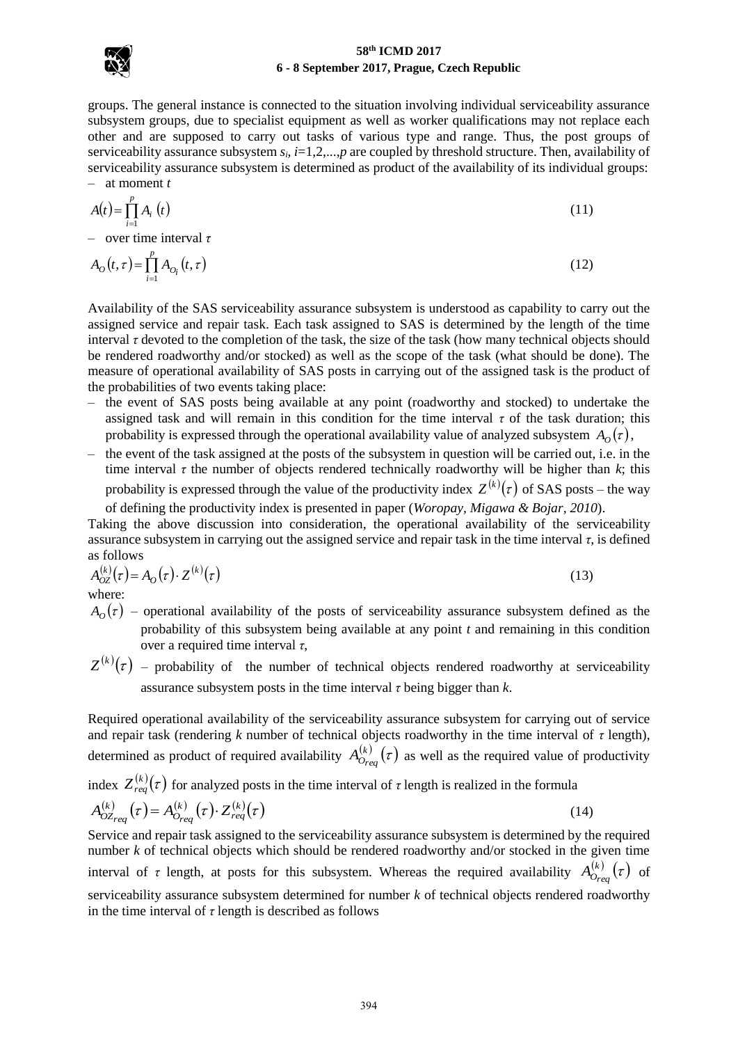groups. The general instance is connected to the situation involving individual serviceability assurance subsystem groups, due to specialist equipment as well as worker qualifications may not replace each other and are supposed to carry out tasks of various type and range. Thus, the post groups of serviceability assurance subsystem $s_i$, $i$=1,2,...,$p$ are coupled by threshold structure. Then, availability of serviceability assurance subsystem is determined as product of the availability of its individual groups:

– at moment $t$

$$A(t) = \prod_{i=1}^{p} A_i(t) \tag{11}$$

– over time interval $\tau$

$$A_O(t,\tau) = \prod_{i=1}^{p} A_{O_i}(t,\tau) \tag{12}$$

Availability of the SAS serviceability assurance subsystem is understood as capability to carry out the assigned service and repair task. Each task assigned to SAS is determined by the length of the time interval $\tau$ devoted to the completion of the task, the size of the task (how many technical objects should be rendered roadworthy and/or stocked) as well as the scope of the task (what should be done). The measure of operational availability of SAS posts in carrying out of the assigned task is the product of the probabilities of two events taking place:

– the event of SAS posts being available at any point (roadworthy and stocked) to undertake the assigned task and will remain in this condition for the time interval $\tau$ of the task duration; this probability is expressed through the operational availability value of analyzed subsystem $A_O(\tau)$,
– the event of the task assigned at the posts of the subsystem in question will be carried out, i.e. in the time interval $\tau$ the number of objects rendered technically roadworthy will be higher than $k$; this probability is expressed through the value of the productivity index $Z^{(k)}(\tau)$ of SAS posts – the way of defining the productivity index is presented in paper (*Woropay, Migawa & Bojar, 2010*).

Taking the above discussion into consideration, the operational availability of the serviceability assurance subsystem in carrying out the assigned service and repair task in the time interval $\tau$, is defined as follows

$$A_{OZ}^{(k)}(\tau) = A_O(\tau) \cdot Z^{(k)}(\tau) \tag{13}$$

where:

$A_O(\tau)$ – operational availability of the posts of serviceability assurance subsystem defined as the probability of this subsystem being available at any point $t$ and remaining in this condition over a required time interval $\tau$,

$Z^{(k)}(\tau)$ – probability of the number of technical objects rendered roadworthy at serviceability assurance subsystem posts in the time interval $\tau$ being bigger than $k$.

Required operational availability of the serviceability assurance subsystem for carrying out of service and repair task (rendering $k$ number of technical objects roadworthy in the time interval of $\tau$ length), determined as product of required availability $A_{O_{req}}^{(k)}(\tau)$ as well as the required value of productivity index $Z_{req}^{(k)}(\tau)$ for analyzed posts in the time interval of $\tau$ length is realized in the formula

$$A_{OZ_{req}}^{(k)}(\tau) = A_{O_{req}}^{(k)}(\tau) \cdot Z_{req}^{(k)}(\tau) \tag{14}$$

Service and repair task assigned to the serviceability assurance subsystem is determined by the required number $k$ of technical objects which should be rendered roadworthy and/or stocked in the given time interval of $\tau$ length, at posts for this subsystem. Whereas the required availability $A_{O_{req}}^{(k)}(\tau)$ of serviceability assurance subsystem determined for number $k$ of technical objects rendered roadworthy in the time interval of $\tau$ length is described as follows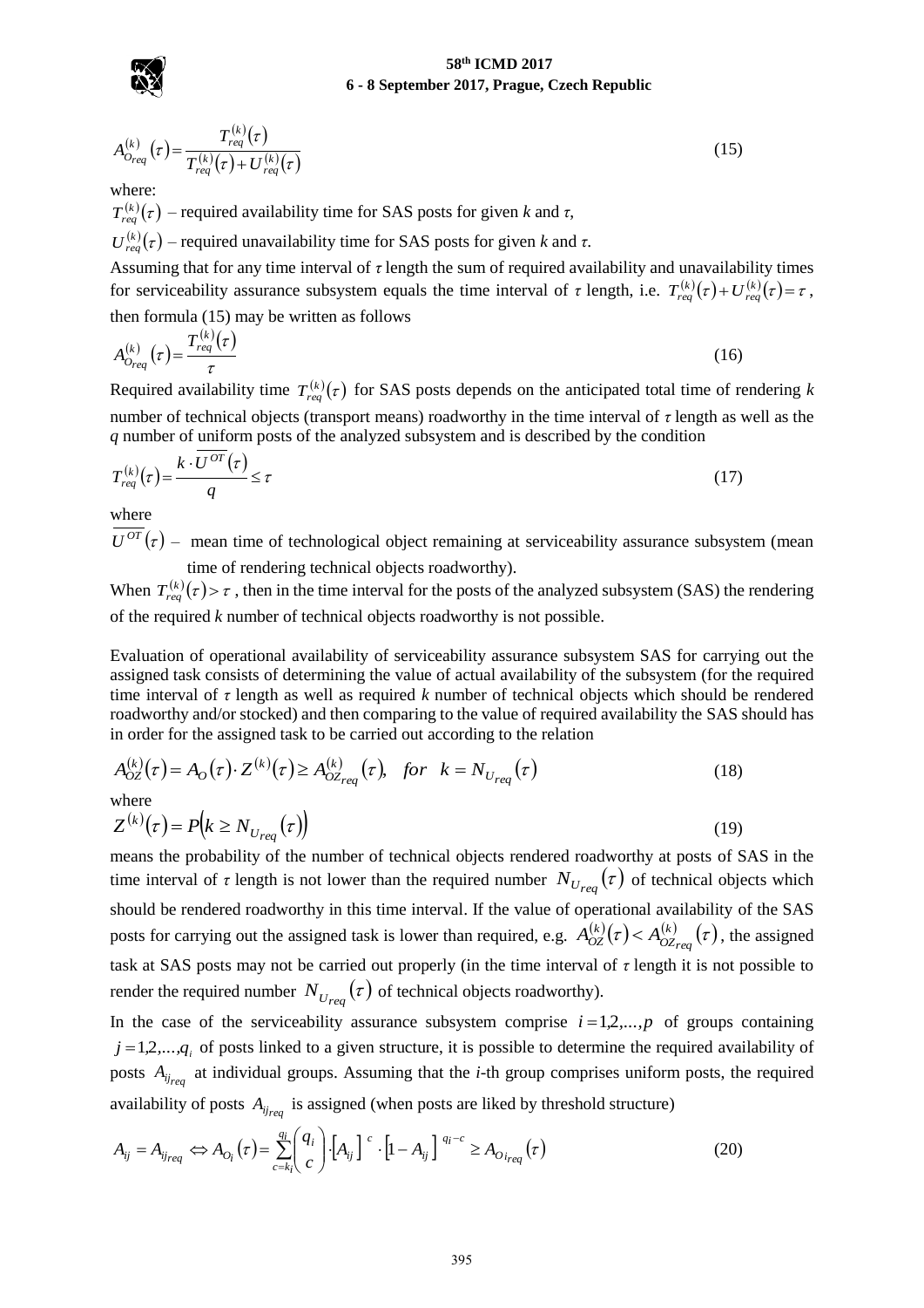$$A_{O_{req}}^{(k)}(\tau) = \frac{T_{req}^{(k)}(\tau)}{T_{req}^{(k)}(\tau) + U_{req}^{(k)}(\tau)} \tag{15}$$

where:

$T_{req}^{(k)}(\tau)$ – required availability time for SAS posts for given $k$ and $\tau$,

$U_{req}^{(k)}(\tau)$ – required unavailability time for SAS posts for given $k$ and $\tau$.

Assuming that for any time interval of $\tau$ length the sum of required availability and unavailability times for serviceability assurance subsystem equals the time interval of $\tau$ length, i.e. $T_{req}^{(k)}(\tau) + U_{req}^{(k)}(\tau) = \tau$, then formula (15) may be written as follows

$$A_{O_{req}}^{(k)}(\tau) = \frac{T_{req}^{(k)}(\tau)}{\tau} \tag{16}$$

Required availability time $T_{req}^{(k)}(\tau)$ for SAS posts depends on the anticipated total time of rendering $k$ number of technical objects (transport means) roadworthy in the time interval of $\tau$ length as well as the $q$ number of uniform posts of the analyzed subsystem and is described by the condition

$$T_{req}^{(k)}(\tau) = \frac{k \cdot \overline{U^{OT}}(\tau)}{q} \leq \tau \tag{17}$$

where

$\overline{U^{OT}}(\tau)$ – mean time of technological object remaining at serviceability assurance subsystem (mean time of rendering technical objects roadworthy).

When $T_{req}^{(k)}(\tau) > \tau$, then in the time interval for the posts of the analyzed subsystem (SAS) the rendering of the required $k$ number of technical objects roadworthy is not possible.

Evaluation of operational availability of serviceability assurance subsystem SAS for carrying out the assigned task consists of determining the value of actual availability of the subsystem (for the required time interval of $\tau$ length as well as required $k$ number of technical objects which should be rendered roadworthy and/or stocked) and then comparing to the value of required availability the SAS should has in order for the assigned task to be carried out according to the relation

$$A_{OZ}^{(k)}(\tau) = A_O(\tau) \cdot Z^{(k)}(\tau) \geq A_{OZ_{req}}^{(k)}(\tau), \quad for \quad k = N_{U_{req}}(\tau) \tag{18}$$

where

$$Z^{(k)}(\tau) = P\left(k \geq N_{U_{req}}(\tau)\right) \tag{19}$$

means the probability of the number of technical objects rendered roadworthy at posts of SAS in the time interval of $\tau$ length is not lower than the required number $N_{U_{req}}(\tau)$ of technical objects which should be rendered roadworthy in this time interval. If the value of operational availability of the SAS posts for carrying out the assigned task is lower than required, e.g. $A_{OZ}^{(k)}(\tau) < A_{OZ_{req}}^{(k)}(\tau)$, the assigned task at SAS posts may not be carried out properly (in the time interval of $\tau$ length it is not possible to render the required number $N_{U_{req}}(\tau)$ of technical objects roadworthy).

In the case of the serviceability assurance subsystem comprise $i = 1,2,...,p$ of groups containing $j = 1,2,...,q_i$ of posts linked to a given structure, it is possible to determine the required availability of posts $A_{ij_{req}}$ at individual groups. Assuming that the $i$-th group comprises uniform posts, the required availability of posts $A_{ij_{req}}$ is assigned (when posts are liked by threshold structure)

$$A_{ij} = A_{ij_{req}} \Leftrightarrow A_{O_i}(\tau) = \sum_{c=k_i}^{q_i} \binom{q_i}{c} \cdot \left[A_{ij}\right]^{c} \cdot \left[1 - A_{ij}\right]^{q_i - c} \geq A_{O_{i_{req}}}(\tau) \tag{20}$$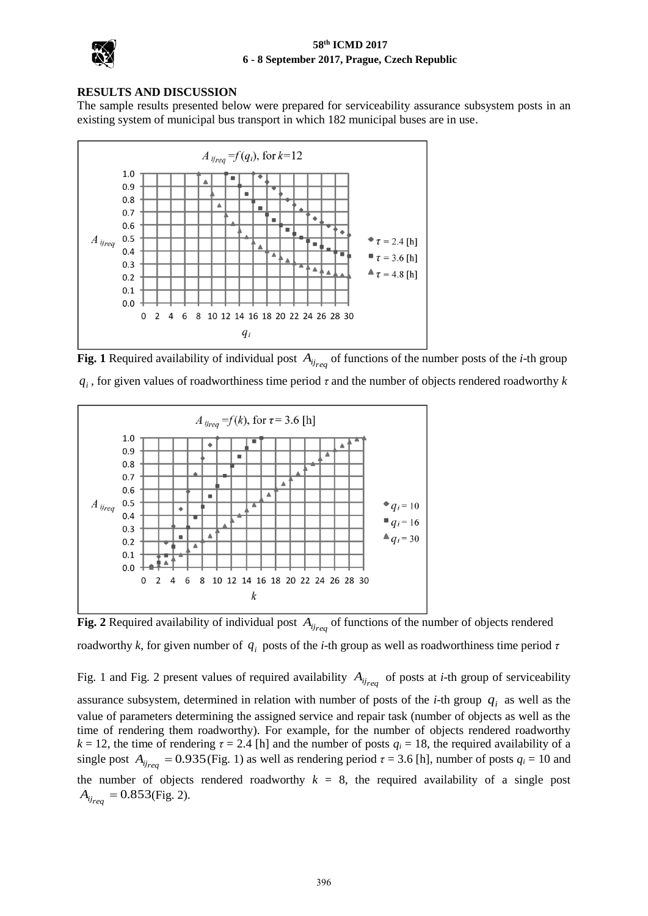## RESULTS AND DISCUSSION

The sample results presented below were prepared for serviceability assurance subsystem posts in an existing system of municipal bus transport in which 182 municipal buses are in use.

**Fig. 1** Required availability of individual post $A_{ij_{req}}$ of functions of the number posts of the *i*-th group $q_i$, for given values of roadworthiness time period $\tau$ and the number of objects rendered roadworthy *k*

**Fig. 2** Required availability of individual post $A_{ij_{req}}$ of functions of the number of objects rendered roadworthy *k*, for given number of $q_i$ posts of the *i*-th group as well as roadworthiness time period $\tau$

Fig. 1 and Fig. 2 present values of required availability $A_{ij_{req}}$ of posts at *i*-th group of serviceability assurance subsystem, determined in relation with number of posts of the *i*-th group $q_i$ as well as the value of parameters determining the assigned service and repair task (number of objects as well as the time of rendering them roadworthy). For example, for the number of objects rendered roadworthy $k = 12$, the time of rendering $\tau = 2.4$ [h] and the number of posts $q_i = 18$, the required availability of a single post $A_{ij_{req}} = 0.935$(Fig. 1) as well as rendering period $\tau = 3.6$ [h], number of posts $q_i = 10$ and the number of objects rendered roadworthy $k = 8$, the required availability of a single post $A_{ij_{req}} = 0.853$(Fig. 2).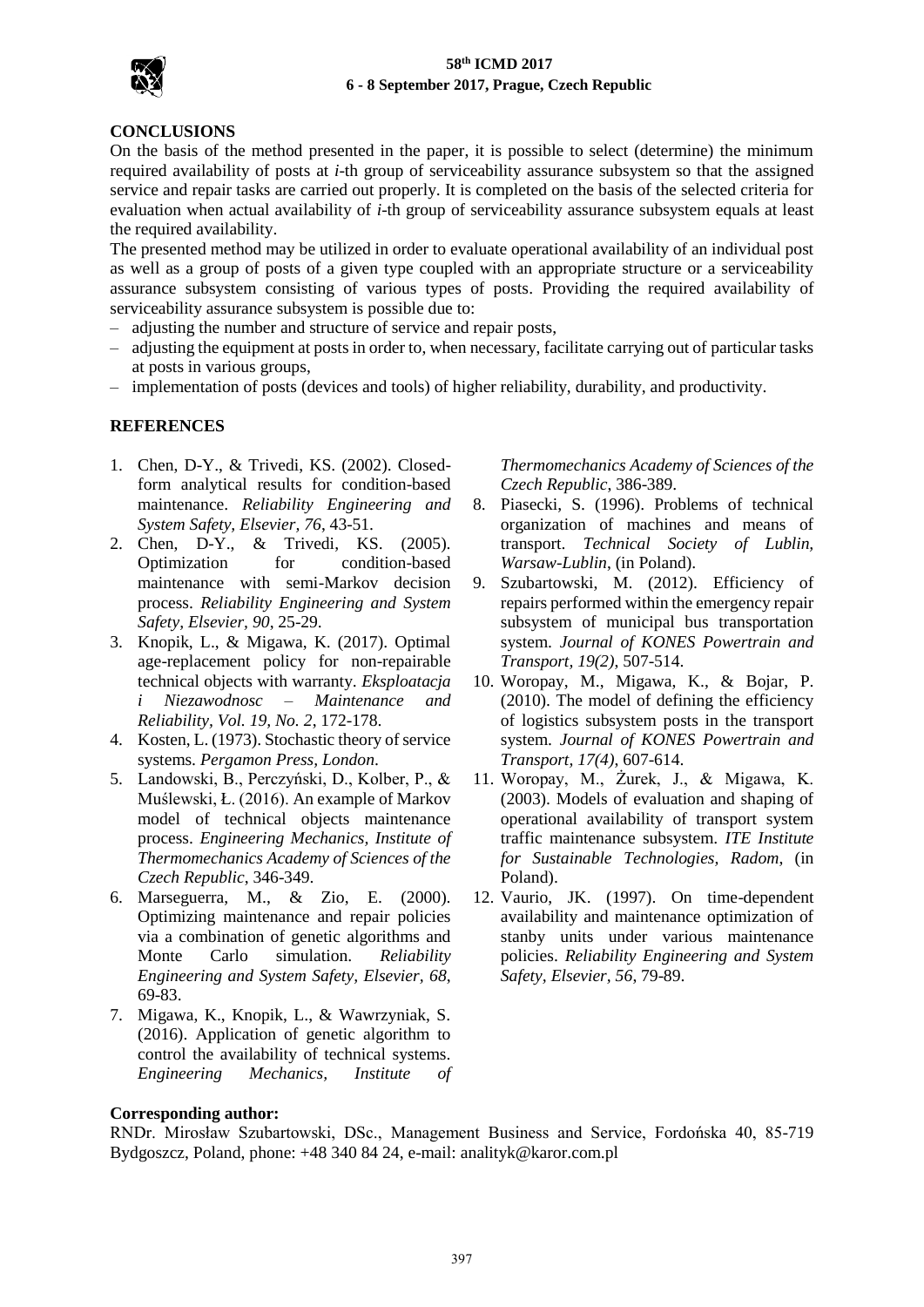## CONCLUSIONS

On the basis of the method presented in the paper, it is possible to select (determine) the minimum required availability of posts at $i$-th group of serviceability assurance subsystem so that the assigned service and repair tasks are carried out properly. It is completed on the basis of the selected criteria for evaluation when actual availability of $i$-th group of serviceability assurance subsystem equals at least the required availability.

The presented method may be utilized in order to evaluate operational availability of an individual post as well as a group of posts of a given type coupled with an appropriate structure or a serviceability assurance subsystem consisting of various types of posts. Providing the required availability of serviceability assurance subsystem is possible due to:

- adjusting the number and structure of service and repair posts,
- adjusting the equipment at posts in order to, when necessary, facilitate carrying out of particular tasks at posts in various groups,
- implementation of posts (devices and tools) of higher reliability, durability, and productivity.

## REFERENCES

1. Chen, D-Y., & Trivedi, KS. (2002). Closed-form analytical results for condition-based maintenance. *Reliability Engineering and System Safety, Elsevier, 76*, 43-51.
2. Chen, D-Y., & Trivedi, KS. (2005). Optimization for condition-based maintenance with semi-Markov decision process. *Reliability Engineering and System Safety, Elsevier, 90*, 25-29.
3. Knopik, L., & Migawa, K. (2017). Optimal age-replacement policy for non-repairable technical objects with warranty. *Eksploatacja i Niezawodnosc – Maintenance and Reliability, Vol. 19, No. 2*, 172-178.
4. Kosten, L. (1973). Stochastic theory of service systems. *Pergamon Press, London*.
5. Landowski, B., Perczyński, D., Kolber, P., & Muślewski, Ł. (2016). An example of Markov model of technical objects maintenance process. *Engineering Mechanics, Institute of Thermomechanics Academy of Sciences of the Czech Republic*, 346-349.
6. Marseguerra, M., & Zio, E. (2000). Optimizing maintenance and repair policies via a combination of genetic algorithms and Monte Carlo simulation. *Reliability Engineering and System Safety, Elsevier, 68*, 69-83.
7. Migawa, K., Knopik, L., & Wawrzyniak, S. (2016). Application of genetic algorithm to control the availability of technical systems. *Engineering Mechanics, Institute of Thermomechanics Academy of Sciences of the Czech Republic*, 386-389.
8. Piasecki, S. (1996). Problems of technical organization of machines and means of transport. *Technical Society of Lublin, Warsaw-Lublin*, (in Poland).
9. Szubartowski, M. (2012). Efficiency of repairs performed within the emergency repair subsystem of municipal bus transportation system. *Journal of KONES Powertrain and Transport, 19(2)*, 507-514.
10. Woropay, M., Migawa, K., & Bojar, P. (2010). The model of defining the efficiency of logistics subsystem posts in the transport system. *Journal of KONES Powertrain and Transport, 17(4)*, 607-614.
11. Woropay, M., Żurek, J., & Migawa, K. (2003). Models of evaluation and shaping of operational availability of transport system traffic maintenance subsystem. *ITE Institute for Sustainable Technologies, Radom*, (in Poland).
12. Vaurio, JK. (1997). On time-dependent availability and maintenance optimization of stanby units under various maintenance policies. *Reliability Engineering and System Safety, Elsevier, 56*, 79-89.

**Corresponding author:**

RNDr. Mirosław Szubartowski, DSc., Management Business and Service, Fordońska 40, 85-719 Bydgoszcz, Poland, phone: +48 340 84 24, e-mail: analityk@karor.com.pl